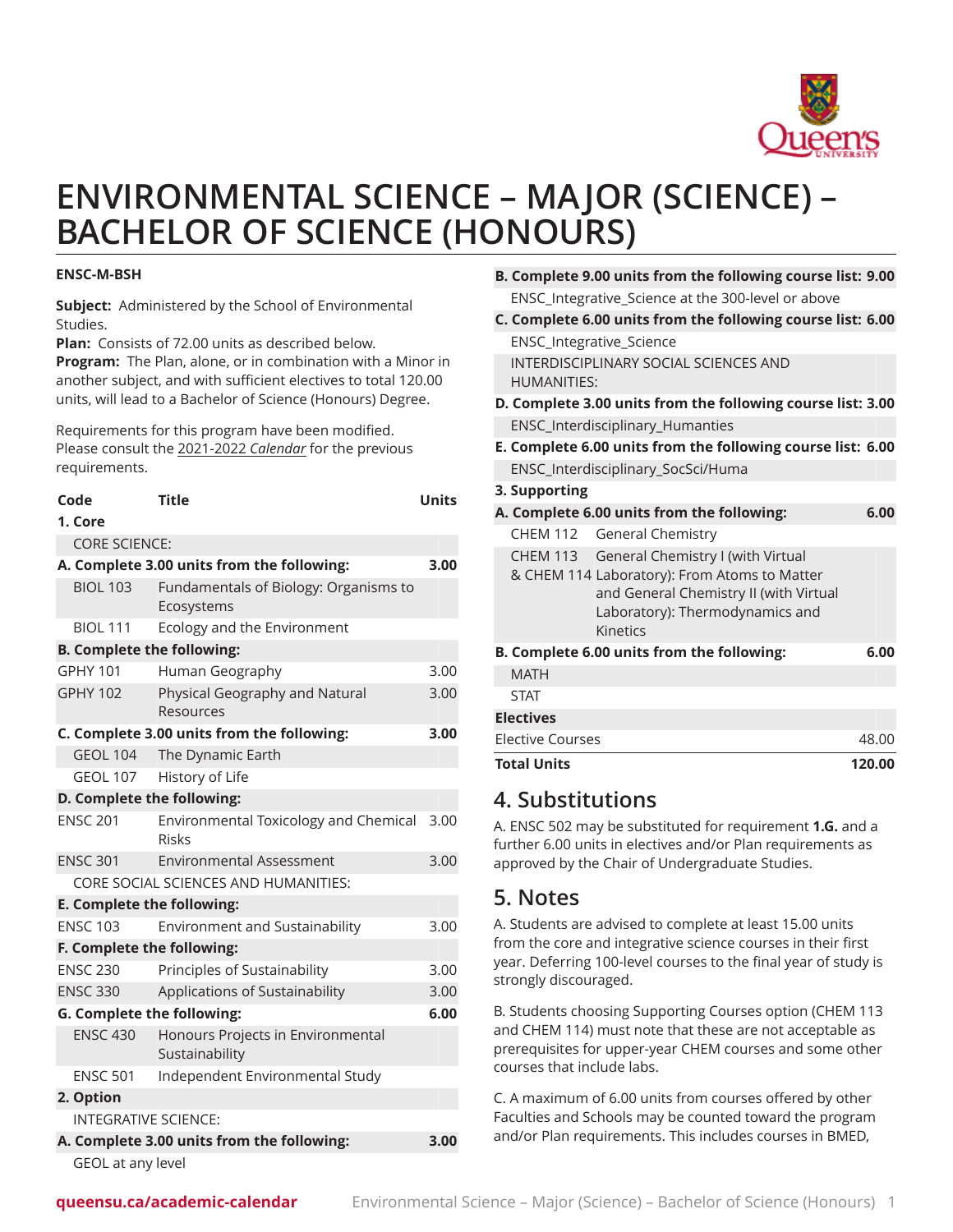# ENVIRONMENTAL SCIENCE – MAJOR (SCIENCE) – BACHELOR OF SCIENCE (HONOURS)

**ENSC-M-BSH**

**Subject:** Administered by the School of Environmental Studies.
**Plan:** Consists of 72.00 units as described below.
**Program:** The Plan, alone, or in combination with a Minor in another subject, and with sufficient electives to total 120.00 units, will lead to a Bachelor of Science (Honours) Degree.

Requirements for this program have been modified. Please consult the 2021-2022 *Calendar* for the previous requirements.

| Code | Title | Units |
|---|---|---|
| **1. Core** | | |
| CORE SCIENCE: | | |
| **A. Complete 3.00 units from the following:** | | **3.00** |
| BIOL 103 | Fundamentals of Biology: Organisms to Ecosystems | |
| BIOL 111 | Ecology and the Environment | |
| **B. Complete the following:** | | |
| GPHY 101 | Human Geography | 3.00 |
| GPHY 102 | Physical Geography and Natural Resources | 3.00 |
| **C. Complete 3.00 units from the following:** | | **3.00** |
| GEOL 104 | The Dynamic Earth | |
| GEOL 107 | History of Life | |
| **D. Complete the following:** | | |
| ENSC 201 | Environmental Toxicology and Chemical Risks | 3.00 |
| ENSC 301 | Environmental Assessment | 3.00 |
| CORE SOCIAL SCIENCES AND HUMANITIES: | | |
| **E. Complete the following:** | | |
| ENSC 103 | Environment and Sustainability | 3.00 |
| **F. Complete the following:** | | |
| ENSC 230 | Principles of Sustainability | 3.00 |
| ENSC 330 | Applications of Sustainability | 3.00 |
| **G. Complete the following:** | | **6.00** |
| ENSC 430 | Honours Projects in Environmental Sustainability | |
| ENSC 501 | Independent Environmental Study | |
| **2. Option** | | |
| INTEGRATIVE SCIENCE: | | |
| **A. Complete 3.00 units from the following:** | | **3.00** |
| GEOL at any level | | |
| **B. Complete 9.00 units from the following course list:** | | **9.00** |
| ENSC_Integrative_Science at the 300-level or above | | |
| **C. Complete 6.00 units from the following course list:** | | **6.00** |
| ENSC_Integrative_Science | | |
| INTERDISCIPLINARY SOCIAL SCIENCES AND HUMANITIES: | | |
| **D. Complete 3.00 units from the following course list:** | | **3.00** |
| ENSC_Interdisciplinary_Humanties | | |
| **E. Complete 6.00 units from the following course list:** | | **6.00** |
| ENSC_Interdisciplinary_SocSci/Huma | | |
| **3. Supporting** | | |
| **A. Complete 6.00 units from the following:** | | **6.00** |
| CHEM 112 | General Chemistry | |
| CHEM 113 & CHEM 114 | General Chemistry I (with Virtual Laboratory): From Atoms to Matter and General Chemistry II (with Virtual Laboratory): Thermodynamics and Kinetics | |
| **B. Complete 6.00 units from the following:** | | **6.00** |
| MATH | | |
| STAT | | |
| **Electives** | | |
| Elective Courses | | 48.00 |
| **Total Units** | | **120.00** |

## 4. Substitutions

A. ENSC 502 may be substituted for requirement **1.G.** and a further 6.00 units in electives and/or Plan requirements as approved by the Chair of Undergraduate Studies.

## 5. Notes

A. Students are advised to complete at least 15.00 units from the core and integrative science courses in their first year. Deferring 100-level courses to the final year of study is strongly discouraged.

B. Students choosing Supporting Courses option (CHEM 113 and CHEM 114) must note that these are not acceptable as prerequisites for upper-year CHEM courses and some other courses that include labs.

C. A maximum of 6.00 units from courses offered by other Faculties and Schools may be counted toward the program and/or Plan requirements. This includes courses in BMED,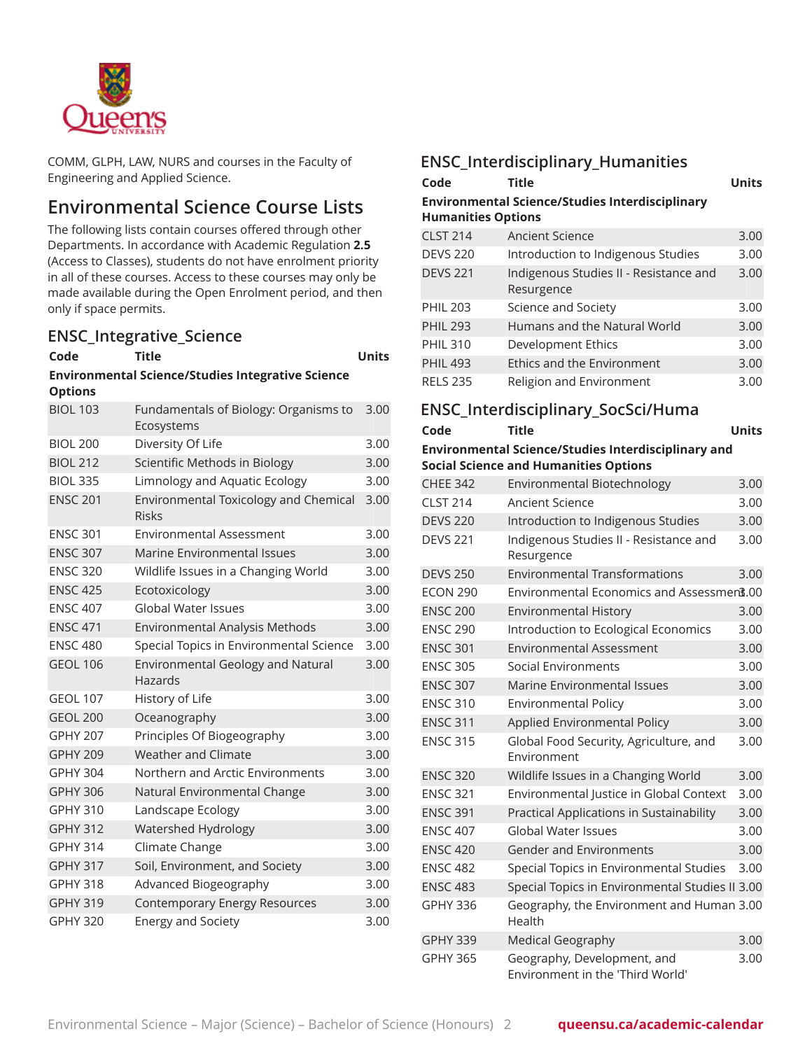COMM, GLPH, LAW, NURS and courses in the Faculty of Engineering and Applied Science.

## Environmental Science Course Lists

The following lists contain courses offered through other Departments. In accordance with Academic Regulation **2.5** (Access to Classes), students do not have enrolment priority in all of these courses. Access to these courses may only be made available during the Open Enrolment period, and then only if space permits.

### ENSC_Integrative_Science

| Code | Title | Units |
|---|---|---|
| **Environmental Science/Studies Integrative Science Options** | | |
| BIOL 103 | Fundamentals of Biology: Organisms to Ecosystems | 3.00 |
| BIOL 200 | Diversity Of Life | 3.00 |
| BIOL 212 | Scientific Methods in Biology | 3.00 |
| BIOL 335 | Limnology and Aquatic Ecology | 3.00 |
| ENSC 201 | Environmental Toxicology and Chemical Risks | 3.00 |
| ENSC 301 | Environmental Assessment | 3.00 |
| ENSC 307 | Marine Environmental Issues | 3.00 |
| ENSC 320 | Wildlife Issues in a Changing World | 3.00 |
| ENSC 425 | Ecotoxicology | 3.00 |
| ENSC 407 | Global Water Issues | 3.00 |
| ENSC 471 | Environmental Analysis Methods | 3.00 |
| ENSC 480 | Special Topics in Environmental Science | 3.00 |
| GEOL 106 | Environmental Geology and Natural Hazards | 3.00 |
| GEOL 107 | History of Life | 3.00 |
| GEOL 200 | Oceanography | 3.00 |
| GPHY 207 | Principles Of Biogeography | 3.00 |
| GPHY 209 | Weather and Climate | 3.00 |
| GPHY 304 | Northern and Arctic Environments | 3.00 |
| GPHY 306 | Natural Environmental Change | 3.00 |
| GPHY 310 | Landscape Ecology | 3.00 |
| GPHY 312 | Watershed Hydrology | 3.00 |
| GPHY 314 | Climate Change | 3.00 |
| GPHY 317 | Soil, Environment, and Society | 3.00 |
| GPHY 318 | Advanced Biogeography | 3.00 |
| GPHY 319 | Contemporary Energy Resources | 3.00 |
| GPHY 320 | Energy and Society | 3.00 |

### ENSC_Interdisciplinary_Humanities

| Code | Title | Units |
|---|---|---|
| **Environmental Science/Studies Interdisciplinary Humanities Options** | | |
| CLST 214 | Ancient Science | 3.00 |
| DEVS 220 | Introduction to Indigenous Studies | 3.00 |
| DEVS 221 | Indigenous Studies II - Resistance and Resurgence | 3.00 |
| PHIL 203 | Science and Society | 3.00 |
| PHIL 293 | Humans and the Natural World | 3.00 |
| PHIL 310 | Development Ethics | 3.00 |
| PHIL 493 | Ethics and the Environment | 3.00 |
| RELS 235 | Religion and Environment | 3.00 |

### ENSC_Interdisciplinary_SocSci/Huma

| Code | Title | Units |
|---|---|---|
| **Environmental Science/Studies Interdisciplinary and Social Science and Humanities Options** | | |
| CHEE 342 | Environmental Biotechnology | 3.00 |
| CLST 214 | Ancient Science | 3.00 |
| DEVS 220 | Introduction to Indigenous Studies | 3.00 |
| DEVS 221 | Indigenous Studies II - Resistance and Resurgence | 3.00 |
| DEVS 250 | Environmental Transformations | 3.00 |
| ECON 290 | Environmental Economics and Assessment | 3.00 |
| ENSC 200 | Environmental History | 3.00 |
| ENSC 290 | Introduction to Ecological Economics | 3.00 |
| ENSC 301 | Environmental Assessment | 3.00 |
| ENSC 305 | Social Environments | 3.00 |
| ENSC 307 | Marine Environmental Issues | 3.00 |
| ENSC 310 | Environmental Policy | 3.00 |
| ENSC 311 | Applied Environmental Policy | 3.00 |
| ENSC 315 | Global Food Security, Agriculture, and Environment | 3.00 |
| ENSC 320 | Wildlife Issues in a Changing World | 3.00 |
| ENSC 321 | Environmental Justice in Global Context | 3.00 |
| ENSC 391 | Practical Applications in Sustainability | 3.00 |
| ENSC 407 | Global Water Issues | 3.00 |
| ENSC 420 | Gender and Environments | 3.00 |
| ENSC 482 | Special Topics in Environmental Studies | 3.00 |
| ENSC 483 | Special Topics in Environmental Studies II | 3.00 |
| GPHY 336 | Geography, the Environment and Human Health | 3.00 |
| GPHY 339 | Medical Geography | 3.00 |
| GPHY 365 | Geography, Development, and Environment in the 'Third World' | 3.00 |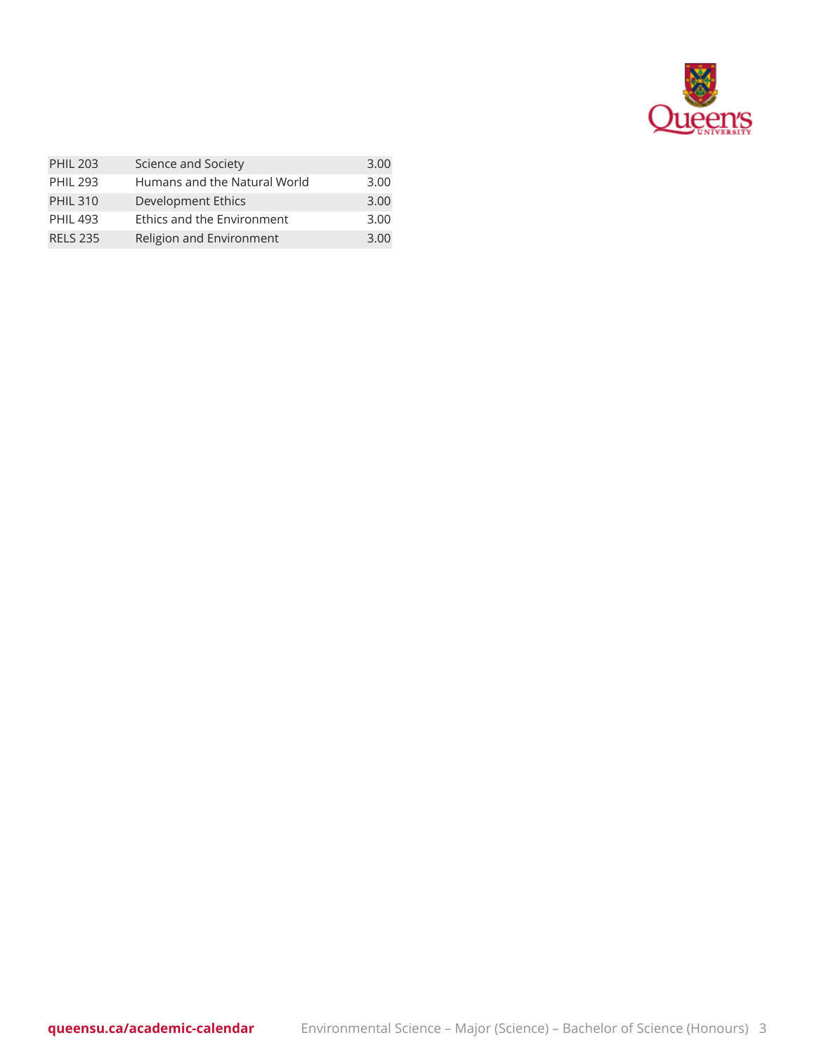| | | |
|---|---|---|
| PHIL 203 | Science and Society | 3.00 |
| PHIL 293 | Humans and the Natural World | 3.00 |
| PHIL 310 | Development Ethics | 3.00 |
| PHIL 493 | Ethics and the Environment | 3.00 |
| RELS 235 | Religion and Environment | 3.00 |